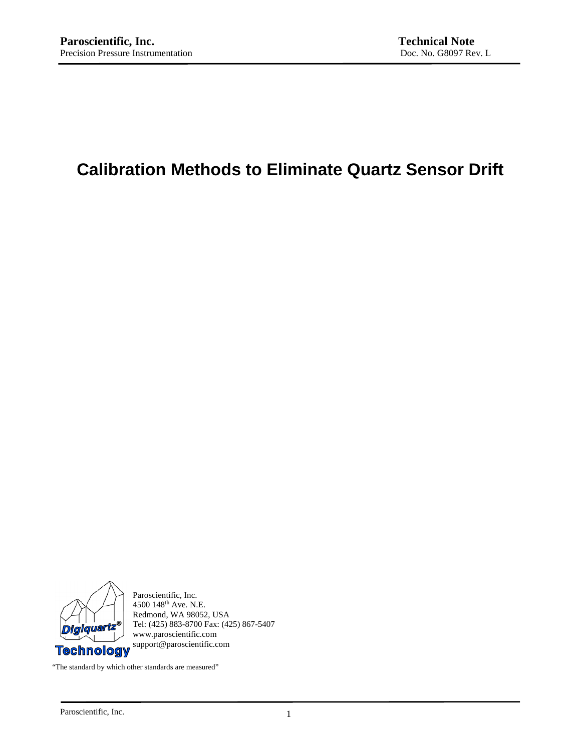**Paroscientific, Inc.**
Precision Pressure Instrumentation

**Technical Note**
Doc. No. G8097 Rev. L

# Calibration Methods to Eliminate Quartz Sensor Drift

Paroscientific, Inc.
4500 148th Ave. N.E.
Redmond, WA 98052, USA
Tel: (425) 883-8700 Fax: (425) 867-5407
www.paroscientific.com
support@paroscientific.com

"The standard by which other standards are measured"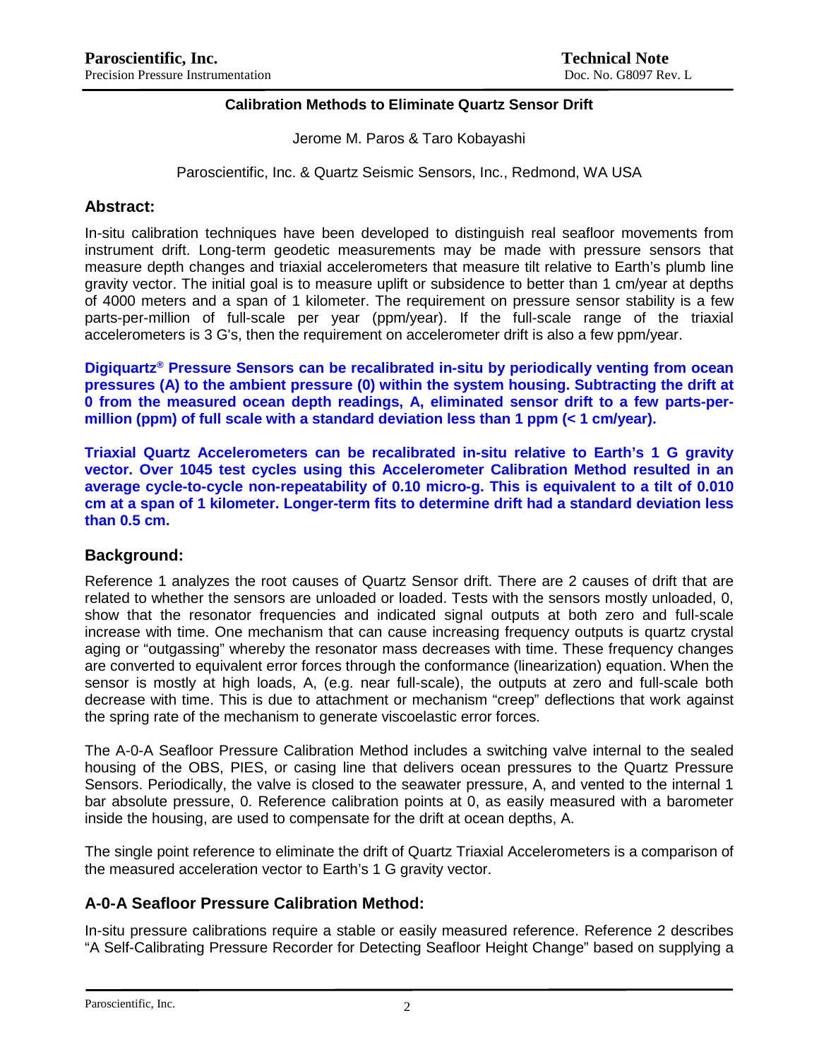**Calibration Methods to Eliminate Quartz Sensor Drift**

Jerome M. Paros & Taro Kobayashi

Paroscientific, Inc. & Quartz Seismic Sensors, Inc., Redmond, WA USA

## Abstract:

In-situ calibration techniques have been developed to distinguish real seafloor movements from instrument drift. Long-term geodetic measurements may be made with pressure sensors that measure depth changes and triaxial accelerometers that measure tilt relative to Earth's plumb line gravity vector. The initial goal is to measure uplift or subsidence to better than 1 cm/year at depths of 4000 meters and a span of 1 kilometer. The requirement on pressure sensor stability is a few parts-per-million of full-scale per year (ppm/year). If the full-scale range of the triaxial accelerometers is 3 G's, then the requirement on accelerometer drift is also a few ppm/year.

**Digiquartz® Pressure Sensors can be recalibrated in-situ by periodically venting from ocean pressures (A) to the ambient pressure (0) within the system housing. Subtracting the drift at 0 from the measured ocean depth readings, A, eliminated sensor drift to a few parts-per-million (ppm) of full scale with a standard deviation less than 1 ppm (< 1 cm/year).**

**Triaxial Quartz Accelerometers can be recalibrated in-situ relative to Earth's 1 G gravity vector. Over 1045 test cycles using this Accelerometer Calibration Method resulted in an average cycle-to-cycle non-repeatability of 0.10 micro-g. This is equivalent to a tilt of 0.010 cm at a span of 1 kilometer. Longer-term fits to determine drift had a standard deviation less than 0.5 cm.**

## Background:

Reference 1 analyzes the root causes of Quartz Sensor drift. There are 2 causes of drift that are related to whether the sensors are unloaded or loaded. Tests with the sensors mostly unloaded, 0, show that the resonator frequencies and indicated signal outputs at both zero and full-scale increase with time. One mechanism that can cause increasing frequency outputs is quartz crystal aging or "outgassing" whereby the resonator mass decreases with time. These frequency changes are converted to equivalent error forces through the conformance (linearization) equation. When the sensor is mostly at high loads, A, (e.g. near full-scale), the outputs at zero and full-scale both decrease with time. This is due to attachment or mechanism "creep" deflections that work against the spring rate of the mechanism to generate viscoelastic error forces.

The A-0-A Seafloor Pressure Calibration Method includes a switching valve internal to the sealed housing of the OBS, PIES, or casing line that delivers ocean pressures to the Quartz Pressure Sensors. Periodically, the valve is closed to the seawater pressure, A, and vented to the internal 1 bar absolute pressure, 0. Reference calibration points at 0, as easily measured with a barometer inside the housing, are used to compensate for the drift at ocean depths, A.

The single point reference to eliminate the drift of Quartz Triaxial Accelerometers is a comparison of the measured acceleration vector to Earth's 1 G gravity vector.

## A-0-A Seafloor Pressure Calibration Method:

In-situ pressure calibrations require a stable or easily measured reference. Reference 2 describes "A Self-Calibrating Pressure Recorder for Detecting Seafloor Height Change" based on supplying a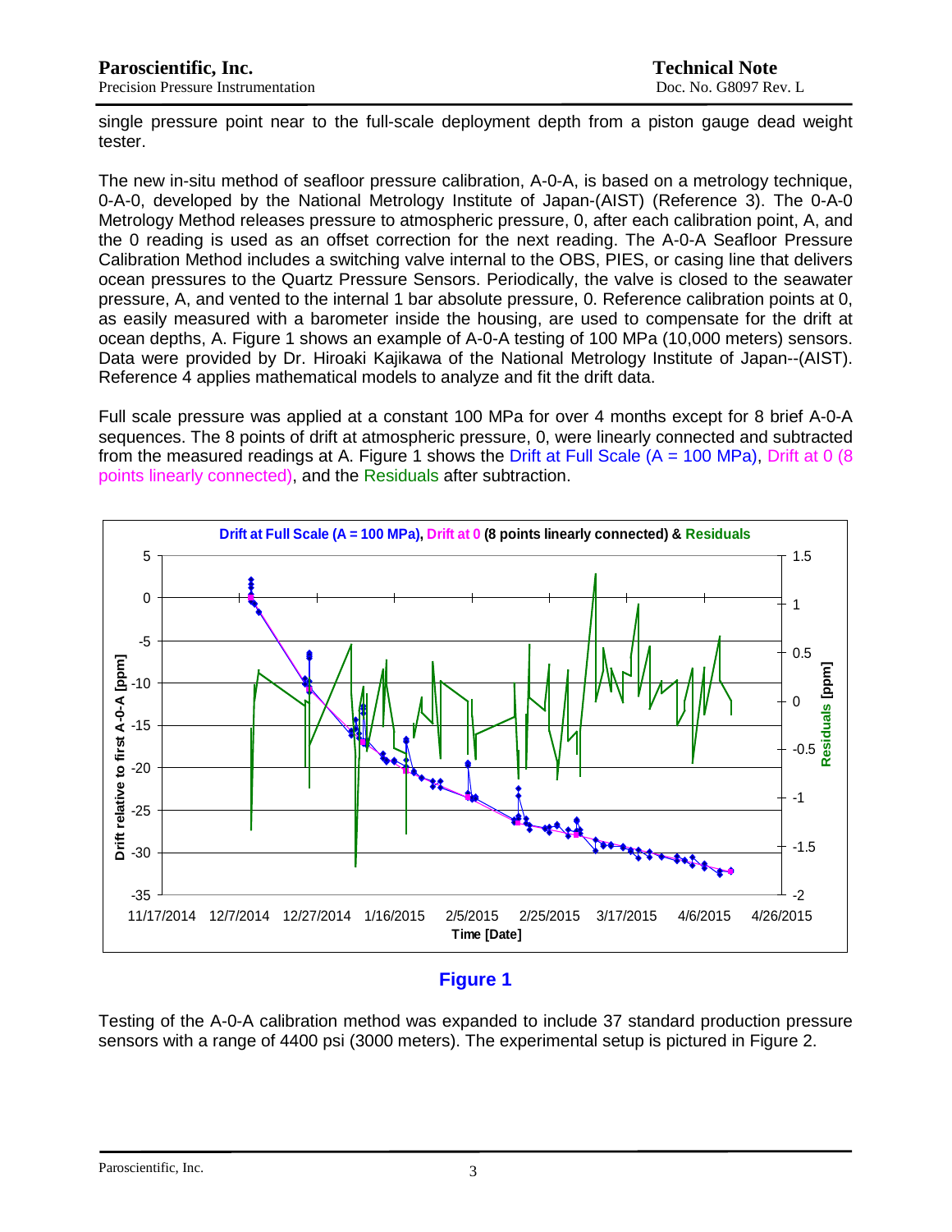single pressure point near to the full-scale deployment depth from a piston gauge dead weight tester.

The new in-situ method of seafloor pressure calibration, A-0-A, is based on a metrology technique, 0-A-0, developed by the National Metrology Institute of Japan-(AIST) (Reference 3). The 0-A-0 Metrology Method releases pressure to atmospheric pressure, 0, after each calibration point, A, and the 0 reading is used as an offset correction for the next reading. The A-0-A Seafloor Pressure Calibration Method includes a switching valve internal to the OBS, PIES, or casing line that delivers ocean pressures to the Quartz Pressure Sensors. Periodically, the valve is closed to the seawater pressure, A, and vented to the internal 1 bar absolute pressure, 0. Reference calibration points at 0, as easily measured with a barometer inside the housing, are used to compensate for the drift at ocean depths, A. Figure 1 shows an example of A-0-A testing of 100 MPa (10,000 meters) sensors. Data were provided by Dr. Hiroaki Kajikawa of the National Metrology Institute of Japan--(AIST). Reference 4 applies mathematical models to analyze and fit the drift data.

Full scale pressure was applied at a constant 100 MPa for over 4 months except for 8 brief A-0-A sequences. The 8 points of drift at atmospheric pressure, 0, were linearly connected and subtracted from the measured readings at A. Figure 1 shows the Drift at Full Scale (A = 100 MPa), Drift at 0 (8 points linearly connected), and the Residuals after subtraction.

**Figure 1**

Testing of the A-0-A calibration method was expanded to include 37 standard production pressure sensors with a range of 4400 psi (3000 meters). The experimental setup is pictured in Figure 2.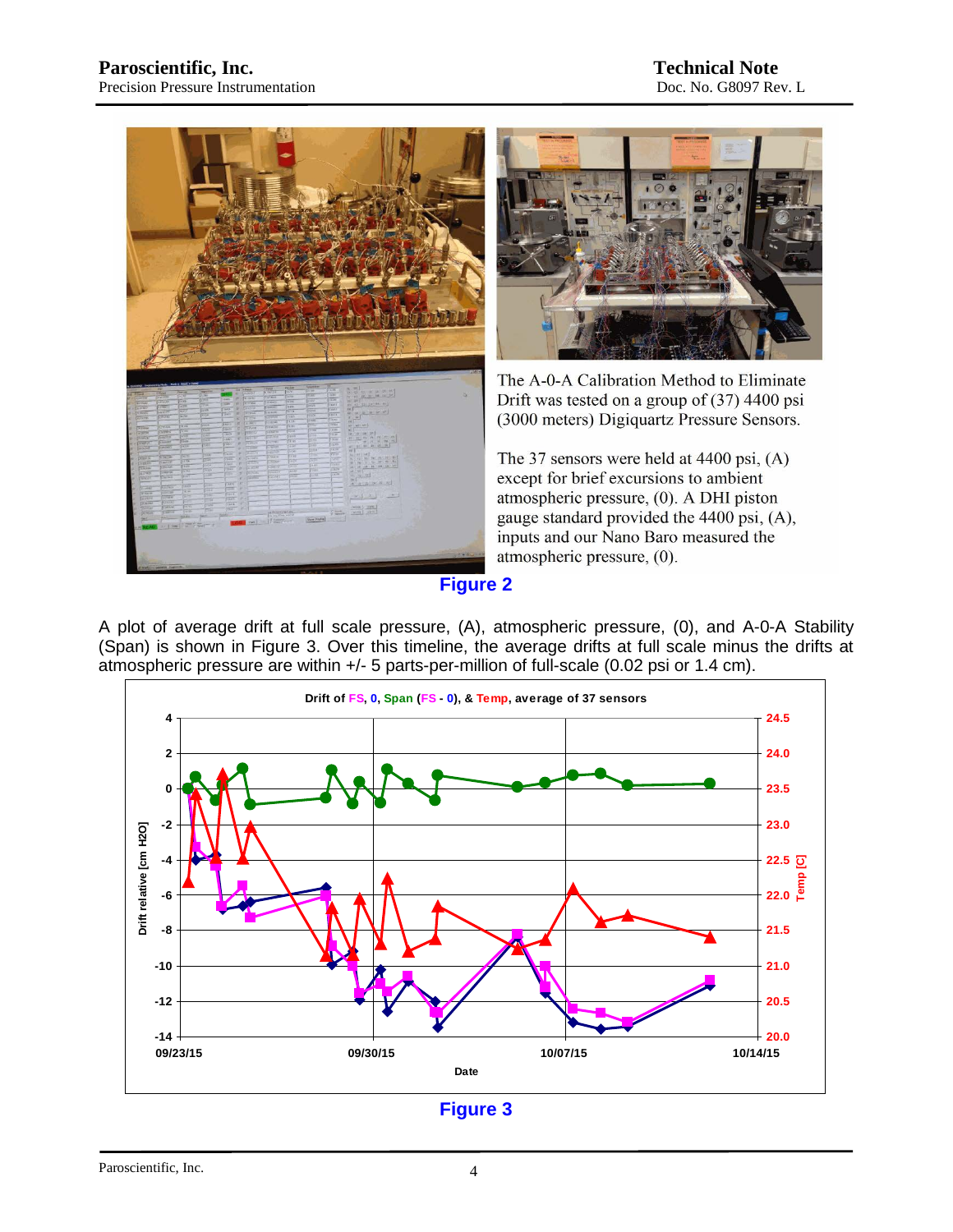The A-0-A Calibration Method to Eliminate Drift was tested on a group of (37) 4400 psi (3000 meters) Digiquartz Pressure Sensors.

The 37 sensors were held at 4400 psi, (A) except for brief excursions to ambient atmospheric pressure, (0). A DHI piston gauge standard provided the 4400 psi, (A), inputs and our Nano Baro measured the atmospheric pressure, (0).

**Figure 2**

A plot of average drift at full scale pressure, (A), atmospheric pressure, (0), and A-0-A Stability (Span) is shown in Figure 3. Over this timeline, the average drifts at full scale minus the drifts at atmospheric pressure are within +/- 5 parts-per-million of full-scale (0.02 psi or 1.4 cm).

**Figure 3**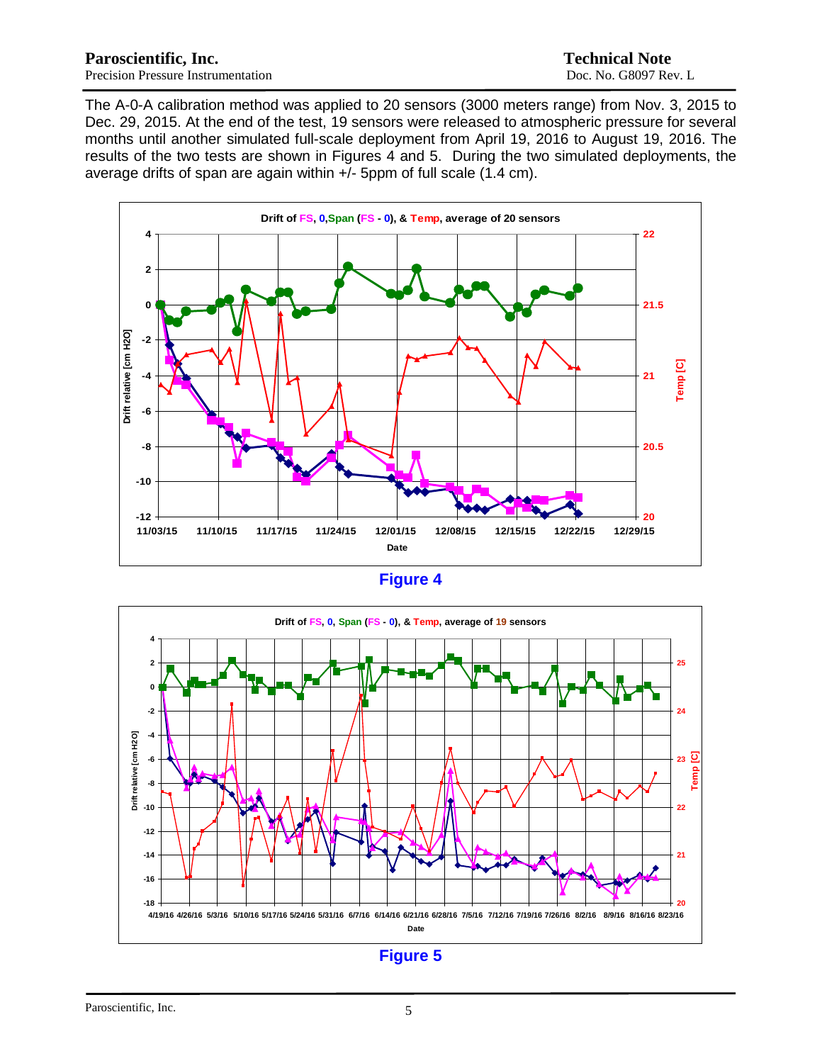The A-0-A calibration method was applied to 20 sensors (3000 meters range) from Nov. 3, 2015 to Dec. 29, 2015. At the end of the test, 19 sensors were released to atmospheric pressure for several months until another simulated full-scale deployment from April 19, 2016 to August 19, 2016. The results of the two tests are shown in Figures 4 and 5. During the two simulated deployments, the average drifts of span are again within +/- 5ppm of full scale (1.4 cm).

**Figure 4**

**Figure 5**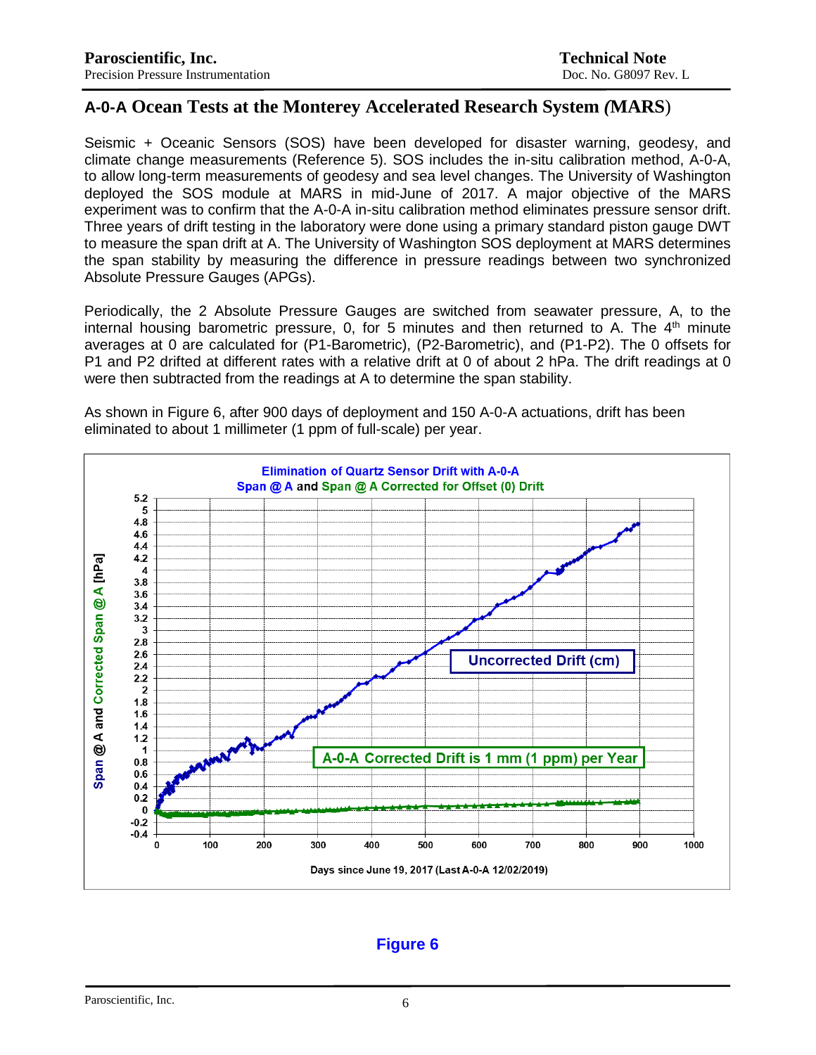## A-0-A Ocean Tests at the Monterey Accelerated Research System (MARS)

Seismic + Oceanic Sensors (SOS) have been developed for disaster warning, geodesy, and climate change measurements (Reference 5). SOS includes the in-situ calibration method, A-0-A, to allow long-term measurements of geodesy and sea level changes. The University of Washington deployed the SOS module at MARS in mid-June of 2017. A major objective of the MARS experiment was to confirm that the A-0-A in-situ calibration method eliminates pressure sensor drift. Three years of drift testing in the laboratory were done using a primary standard piston gauge DWT to measure the span drift at A. The University of Washington SOS deployment at MARS determines the span stability by measuring the difference in pressure readings between two synchronized Absolute Pressure Gauges (APGs).

Periodically, the 2 Absolute Pressure Gauges are switched from seawater pressure, A, to the internal housing barometric pressure, 0, for 5 minutes and then returned to A. The 4th minute averages at 0 are calculated for (P1-Barometric), (P2-Barometric), and (P1-P2). The 0 offsets for P1 and P2 drifted at different rates with a relative drift at 0 of about 2 hPa. The drift readings at 0 were then subtracted from the readings at A to determine the span stability.

As shown in Figure 6, after 900 days of deployment and 150 A-0-A actuations, drift has been eliminated to about 1 millimeter (1 ppm of full-scale) per year.

Figure 6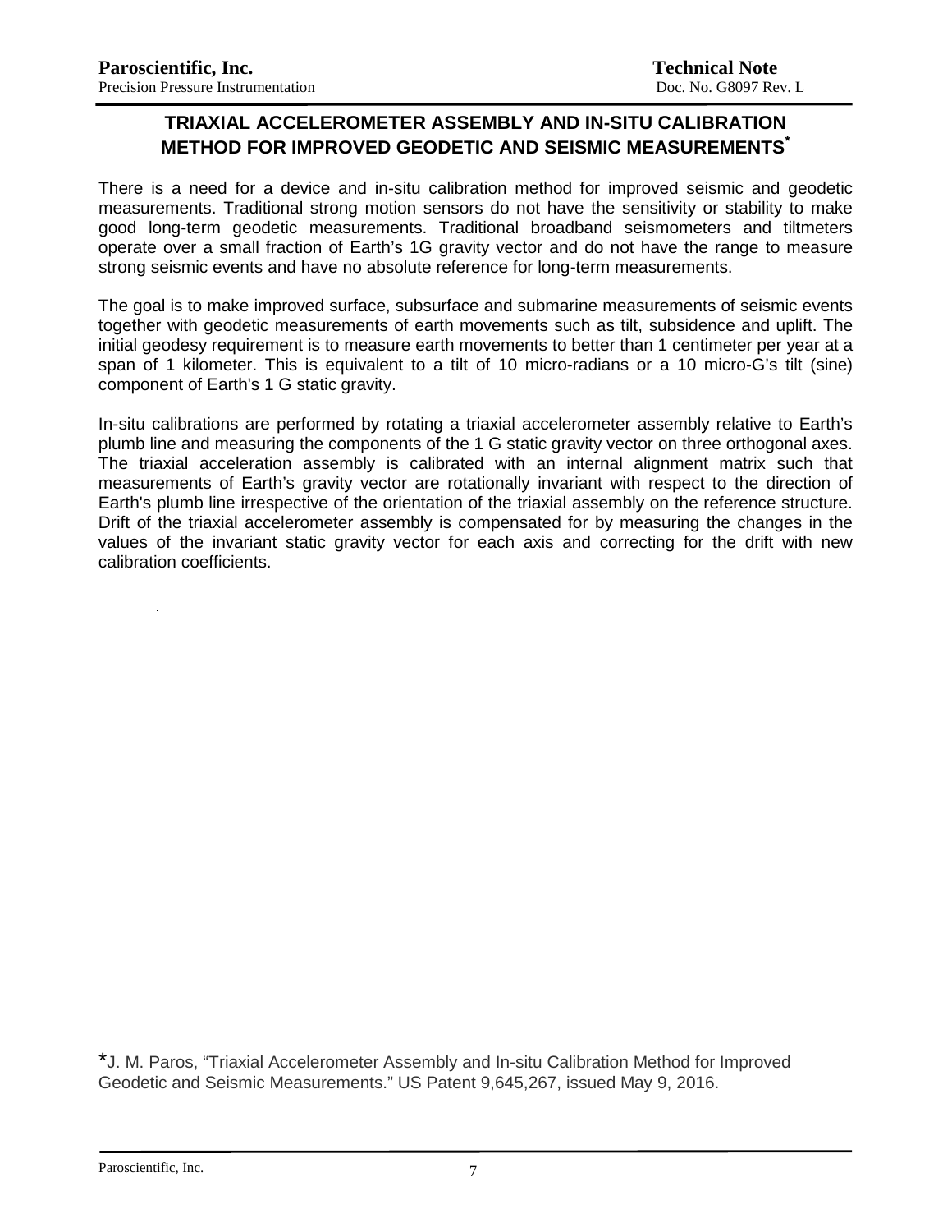# TRIAXIAL ACCELEROMETER ASSEMBLY AND IN-SITU CALIBRATION METHOD FOR IMPROVED GEODETIC AND SEISMIC MEASUREMENTS*

There is a need for a device and in-situ calibration method for improved seismic and geodetic measurements. Traditional strong motion sensors do not have the sensitivity or stability to make good long-term geodetic measurements. Traditional broadband seismometers and tiltmeters operate over a small fraction of Earth's 1G gravity vector and do not have the range to measure strong seismic events and have no absolute reference for long-term measurements.

The goal is to make improved surface, subsurface and submarine measurements of seismic events together with geodetic measurements of earth movements such as tilt, subsidence and uplift. The initial geodesy requirement is to measure earth movements to better than 1 centimeter per year at a span of 1 kilometer. This is equivalent to a tilt of 10 micro-radians or a 10 micro-G's tilt (sine) component of Earth's 1 G static gravity.

In-situ calibrations are performed by rotating a triaxial accelerometer assembly relative to Earth's plumb line and measuring the components of the 1 G static gravity vector on three orthogonal axes. The triaxial acceleration assembly is calibrated with an internal alignment matrix such that measurements of Earth's gravity vector are rotationally invariant with respect to the direction of Earth's plumb line irrespective of the orientation of the triaxial assembly on the reference structure. Drift of the triaxial accelerometer assembly is compensated for by measuring the changes in the values of the invariant static gravity vector for each axis and correcting for the drift with new calibration coefficients.

*J. M. Paros, "Triaxial Accelerometer Assembly and In-situ Calibration Method for Improved Geodetic and Seismic Measurements." US Patent 9,645,267, issued May 9, 2016.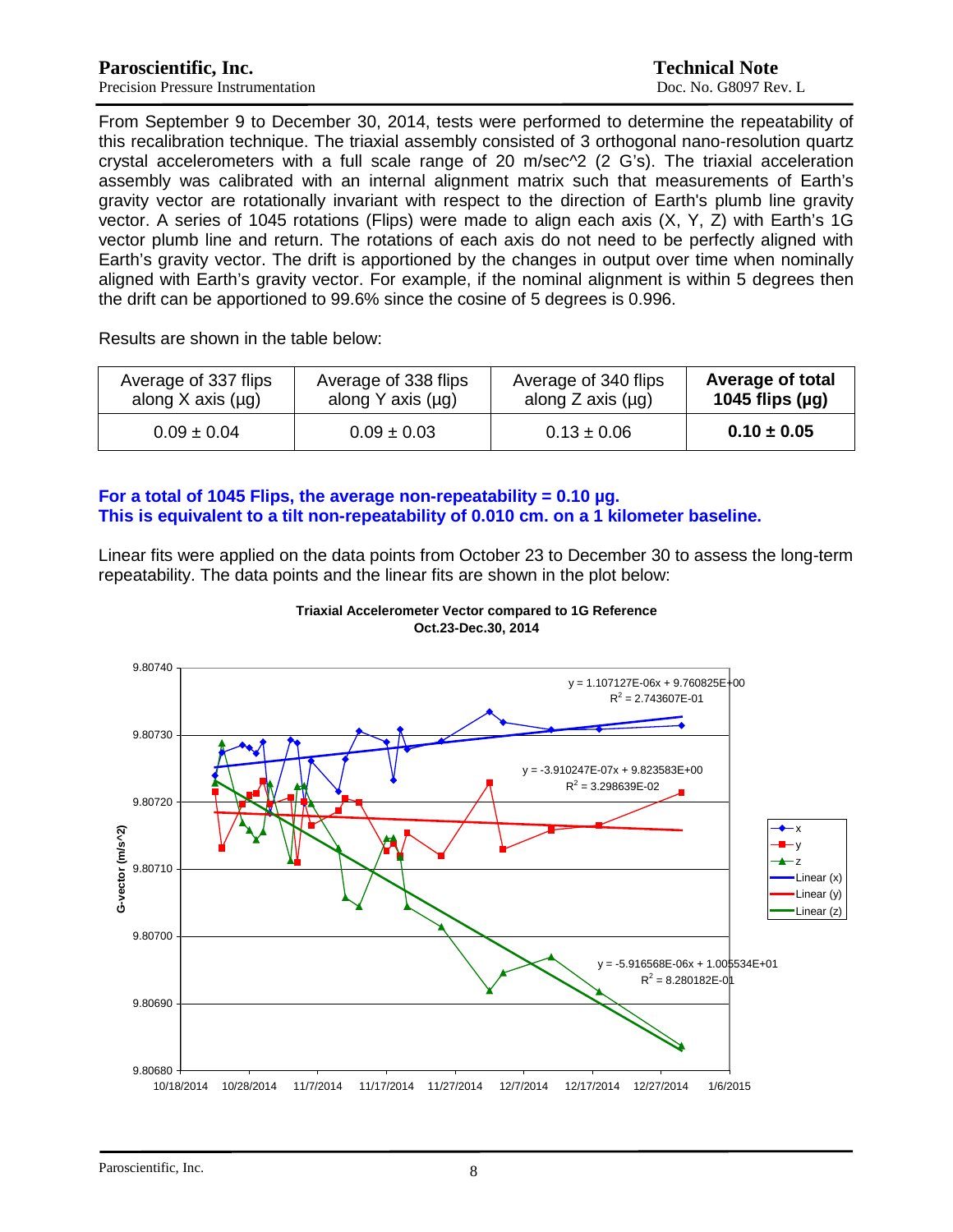From September 9 to December 30, 2014, tests were performed to determine the repeatability of this recalibration technique. The triaxial assembly consisted of 3 orthogonal nano-resolution quartz crystal accelerometers with a full scale range of 20 m/sec^2 (2 G's). The triaxial acceleration assembly was calibrated with an internal alignment matrix such that measurements of Earth's gravity vector are rotationally invariant with respect to the direction of Earth's plumb line gravity vector. A series of 1045 rotations (Flips) were made to align each axis (X, Y, Z) with Earth's 1G vector plumb line and return. The rotations of each axis do not need to be perfectly aligned with Earth's gravity vector. The drift is apportioned by the changes in output over time when nominally aligned with Earth's gravity vector. For example, if the nominal alignment is within 5 degrees then the drift can be apportioned to 99.6% since the cosine of 5 degrees is 0.996.

Results are shown in the table below:

| Average of 337 flips along X axis (µg) | Average of 338 flips along Y axis (µg) | Average of 340 flips along Z axis (µg) | **Average of total 1045 flips (µg)** |
|---|---|---|---|
| 0.09 ± 0.04 | 0.09 ± 0.03 | 0.13 ± 0.06 | **0.10 ± 0.05** |

**For a total of 1045 Flips, the average non-repeatability = 0.10 µg.**
**This is equivalent to a tilt non-repeatability of 0.010 cm. on a 1 kilometer baseline.**

Linear fits were applied on the data points from October 23 to December 30 to assess the long-term repeatability. The data points and the linear fits are shown in the plot below:

**Triaxial Accelerometer Vector compared to 1G Reference**
**Oct.23-Dec.30, 2014**

Linear (x): $y = 1.107127E-06x + 9.760825E+00$, $R^2 = 2.743607E-01$

Linear (y): $y = -3.910247E-07x + 9.823583E+00$, $R^2 = 3.298639E-02$

Linear (z): $y = -5.916568E-06x + 1.005534E+01$, $R^2 = 8.280182E-01$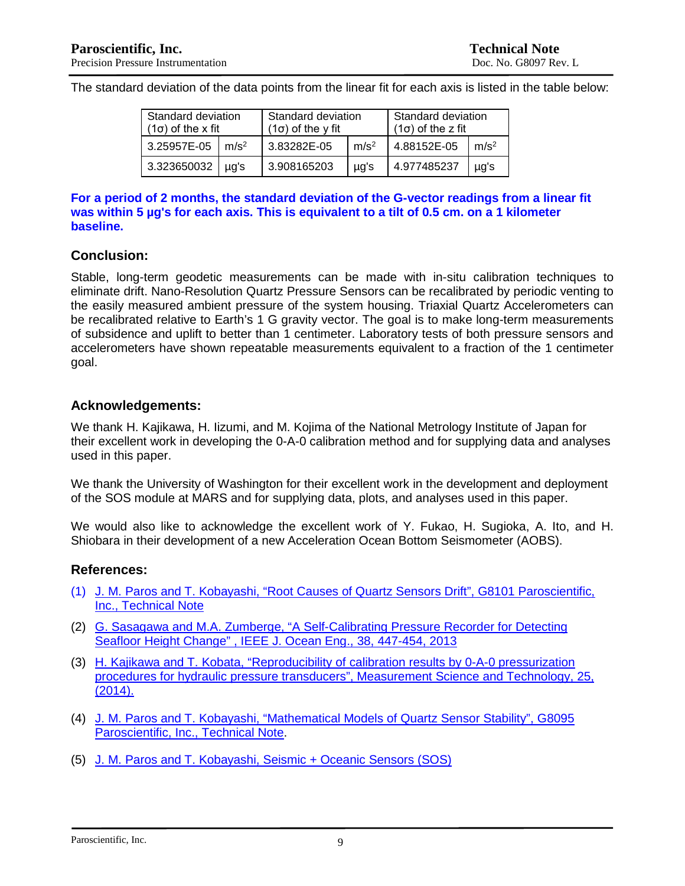The standard deviation of the data points from the linear fit for each axis is listed in the table below:

| Standard deviation (1σ) of the x fit | | Standard deviation (1σ) of the y fit | | Standard deviation (1σ) of the z fit | |
|---|---|---|---|---|---|
| 3.25957E-05 | $m/s^2$ | 3.83282E-05 | $m/s^2$ | 4.88152E-05 | $m/s^2$ |
| 3.323650032 | μg's | 3.908165203 | μg's | 4.977485237 | μg's |

**For a period of 2 months, the standard deviation of the G-vector readings from a linear fit was within 5 μg's for each axis. This is equivalent to a tilt of 0.5 cm. on a 1 kilometer baseline.**

## Conclusion:

Stable, long-term geodetic measurements can be made with in-situ calibration techniques to eliminate drift. Nano-Resolution Quartz Pressure Sensors can be recalibrated by periodic venting to the easily measured ambient pressure of the system housing. Triaxial Quartz Accelerometers can be recalibrated relative to Earth's 1 G gravity vector. The goal is to make long-term measurements of subsidence and uplift to better than 1 centimeter. Laboratory tests of both pressure sensors and accelerometers have shown repeatable measurements equivalent to a fraction of the 1 centimeter goal.

## Acknowledgements:

We thank H. Kajikawa, H. Iizumi, and M. Kojima of the National Metrology Institute of Japan for their excellent work in developing the 0-A-0 calibration method and for supplying data and analyses used in this paper.

We thank the University of Washington for their excellent work in the development and deployment of the SOS module at MARS and for supplying data, plots, and analyses used in this paper.

We would also like to acknowledge the excellent work of Y. Fukao, H. Sugioka, A. Ito, and H. Shiobara in their development of a new Acceleration Ocean Bottom Seismometer (AOBS).

## References:

(1) J. M. Paros and T. Kobayashi, "Root Causes of Quartz Sensors Drift", G8101 Paroscientific, Inc., Technical Note

(2) G. Sasagawa and M.A. Zumberge, "A Self-Calibrating Pressure Recorder for Detecting Seafloor Height Change" , IEEE J. Ocean Eng., 38, 447-454, 2013

(3) H. Kajikawa and T. Kobata, "Reproducibility of calibration results by 0-A-0 pressurization procedures for hydraulic pressure transducers", Measurement Science and Technology, 25, (2014).

(4) J. M. Paros and T. Kobayashi, "Mathematical Models of Quartz Sensor Stability", G8095 Paroscientific, Inc., Technical Note.

(5) J. M. Paros and T. Kobayashi, Seismic + Oceanic Sensors (SOS)